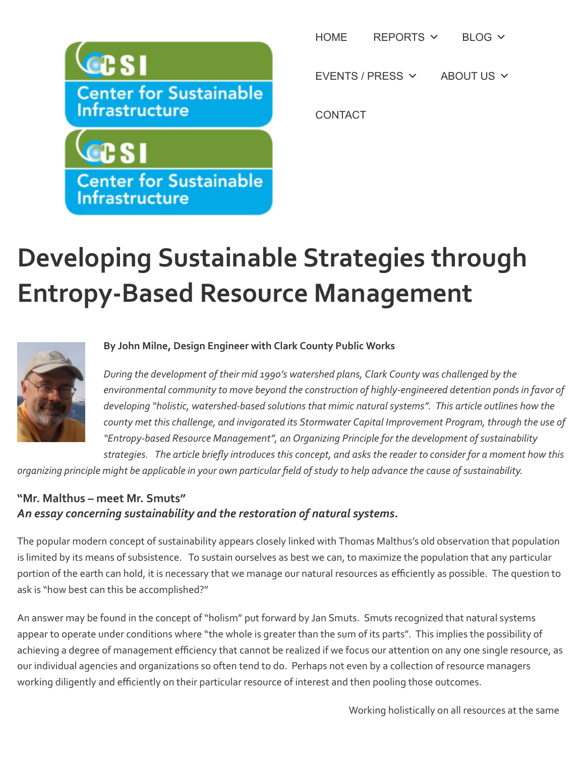HOME REPORTS BLOG

EVENTS / PRESS ABOUT US

CONTACT

# Developing Sustainable Strategies through Entropy-Based Resource Management

**By John Milne, Design Engineer with Clark County Public Works**

*During the development of their mid 1990's watershed plans, Clark County was challenged by the environmental community to move beyond the construction of highly-engineered detention ponds in favor of developing "holistic, watershed-based solutions that mimic natural systems". This article outlines how the county met this challenge, and invigorated its Stormwater Capital Improvement Program, through the use of "Entropy-based Resource Management", an Organizing Principle for the development of sustainability strategies. The article briefly introduces this concept, and asks the reader to consider for a moment how this organizing principle might be applicable in your own particular field of study to help advance the cause of sustainability.*

**"Mr. Malthus – meet Mr. Smuts"**
***An essay concerning sustainability and the restoration of natural systems.***

The popular modern concept of sustainability appears closely linked with Thomas Malthus's old observation that population is limited by its means of subsistence. To sustain ourselves as best we can, to maximize the population that any particular portion of the earth can hold, it is necessary that we manage our natural resources as efficiently as possible. The question to ask is "how best can this be accomplished?"

An answer may be found in the concept of "holism" put forward by Jan Smuts. Smuts recognized that natural systems appear to operate under conditions where "the whole is greater than the sum of its parts". This implies the possibility of achieving a degree of management efficiency that cannot be realized if we focus our attention on any one single resource, as our individual agencies and organizations so often tend to do. Perhaps not even by a collection of resource managers working diligently and efficiently on their particular resource of interest and then pooling those outcomes.

Working holistically on all resources at the same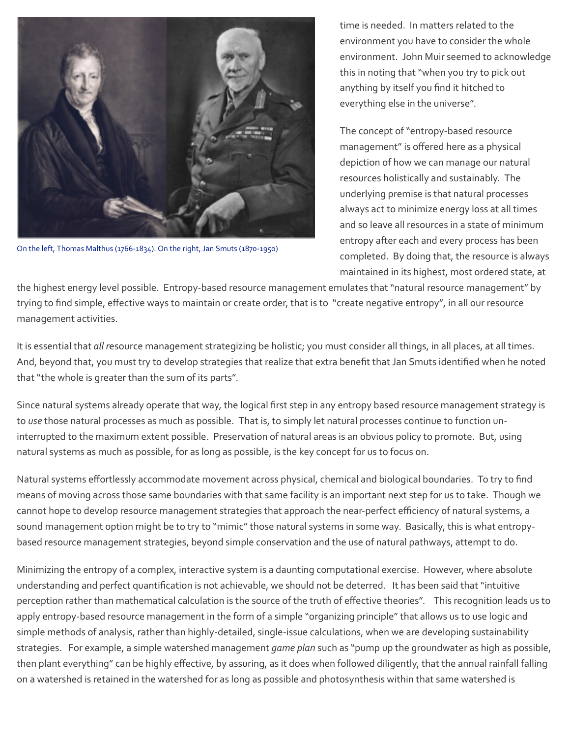On the left, Thomas Malthus (1766-1834). On the right, Jan Smuts (1870-1950)

time is needed. In matters related to the environment you have to consider the whole environment. John Muir seemed to acknowledge this in noting that "when you try to pick out anything by itself you find it hitched to everything else in the universe".

The concept of "entropy-based resource management" is offered here as a physical depiction of how we can manage our natural resources holistically and sustainably. The underlying premise is that natural processes always act to minimize energy loss at all times and so leave all resources in a state of minimum entropy after each and every process has been completed. By doing that, the resource is always maintained in its highest, most ordered state, at the highest energy level possible. Entropy-based resource management emulates that "natural resource management" by trying to find simple, effective ways to maintain or create order, that is to "create negative entropy", in all our resource management activities.

It is essential that *all* resource management strategizing be holistic; you must consider all things, in all places, at all times. And, beyond that, you must try to develop strategies that realize that extra benefit that Jan Smuts identified when he noted that "the whole is greater than the sum of its parts".

Since natural systems already operate that way, the logical first step in any entropy based resource management strategy is to *use* those natural processes as much as possible. That is, to simply let natural processes continue to function un-interrupted to the maximum extent possible. Preservation of natural areas is an obvious policy to promote. But, using natural systems as much as possible, for as long as possible, is the key concept for us to focus on.

Natural systems effortlessly accommodate movement across physical, chemical and biological boundaries. To try to find means of moving across those same boundaries with that same facility is an important next step for us to take. Though we cannot hope to develop resource management strategies that approach the near-perfect efficiency of natural systems, a sound management option might be to try to "mimic" those natural systems in some way. Basically, this is what entropy-based resource management strategies, beyond simple conservation and the use of natural pathways, attempt to do.

Minimizing the entropy of a complex, interactive system is a daunting computational exercise. However, where absolute understanding and perfect quantification is not achievable, we should not be deterred. It has been said that "intuitive perception rather than mathematical calculation is the source of the truth of effective theories". This recognition leads us to apply entropy-based resource management in the form of a simple "organizing principle" that allows us to use logic and simple methods of analysis, rather than highly-detailed, single-issue calculations, when we are developing sustainability strategies. For example, a simple watershed management *game plan* such as "pump up the groundwater as high as possible, then plant everything" can be highly effective, by assuring, as it does when followed diligently, that the annual rainfall falling on a watershed is retained in the watershed for as long as possible and photosynthesis within that same watershed is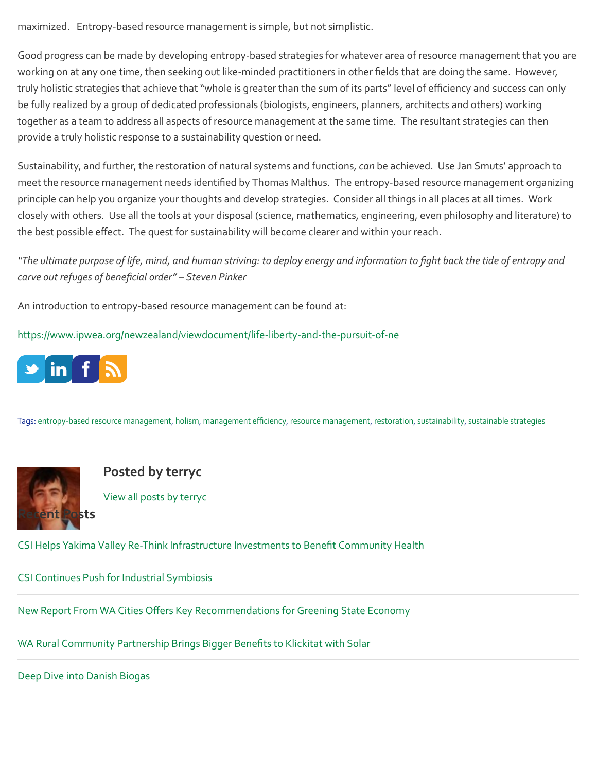maximized. Entropy-based resource management is simple, but not simplistic.

Good progress can be made by developing entropy-based strategies for whatever area of resource management that you are working on at any one time, then seeking out like-minded practitioners in other fields that are doing the same. However, truly holistic strategies that achieve that "whole is greater than the sum of its parts" level of efficiency and success can only be fully realized by a group of dedicated professionals (biologists, engineers, planners, architects and others) working together as a team to address all aspects of resource management at the same time. The resultant strategies can then provide a truly holistic response to a sustainability question or need.

Sustainability, and further, the restoration of natural systems and functions, *can* be achieved. Use Jan Smuts' approach to meet the resource management needs identified by Thomas Malthus. The entropy-based resource management organizing principle can help you organize your thoughts and develop strategies. Consider all things in all places at all times. Work closely with others. Use all the tools at your disposal (science, mathematics, engineering, even philosophy and literature) to the best possible effect. The quest for sustainability will become clearer and within your reach.

*"The ultimate purpose of life, mind, and human striving: to deploy energy and information to fight back the tide of entropy and carve out refuges of beneficial order" – Steven Pinker*

An introduction to entropy-based resource management can be found at:

https://www.ipwea.org/newzealand/viewdocument/life-liberty-and-the-pursuit-of-ne

Tags: entropy-based resource management, holism, management efficiency, resource management, restoration, sustainability, sustainable strategies

## Posted by terryc

View all posts by terryc

## Recent Posts

CSI Helps Yakima Valley Re-Think Infrastructure Investments to Benefit Community Health

CSI Continues Push for Industrial Symbiosis

New Report From WA Cities Offers Key Recommendations for Greening State Economy

WA Rural Community Partnership Brings Bigger Benefits to Klickitat with Solar

Deep Dive into Danish Biogas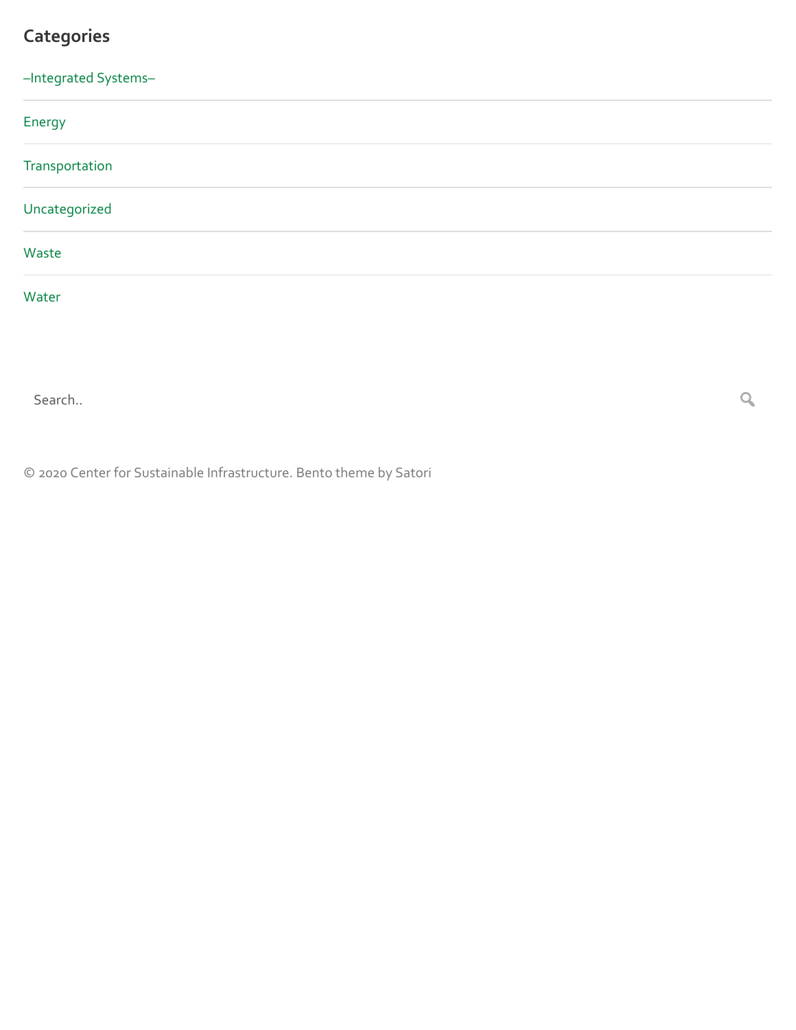## Categories

–Integrated Systems–

Energy

Transportation

Uncategorized

Waste

Water

Search..

© 2020 Center for Sustainable Infrastructure. Bento theme by Satori